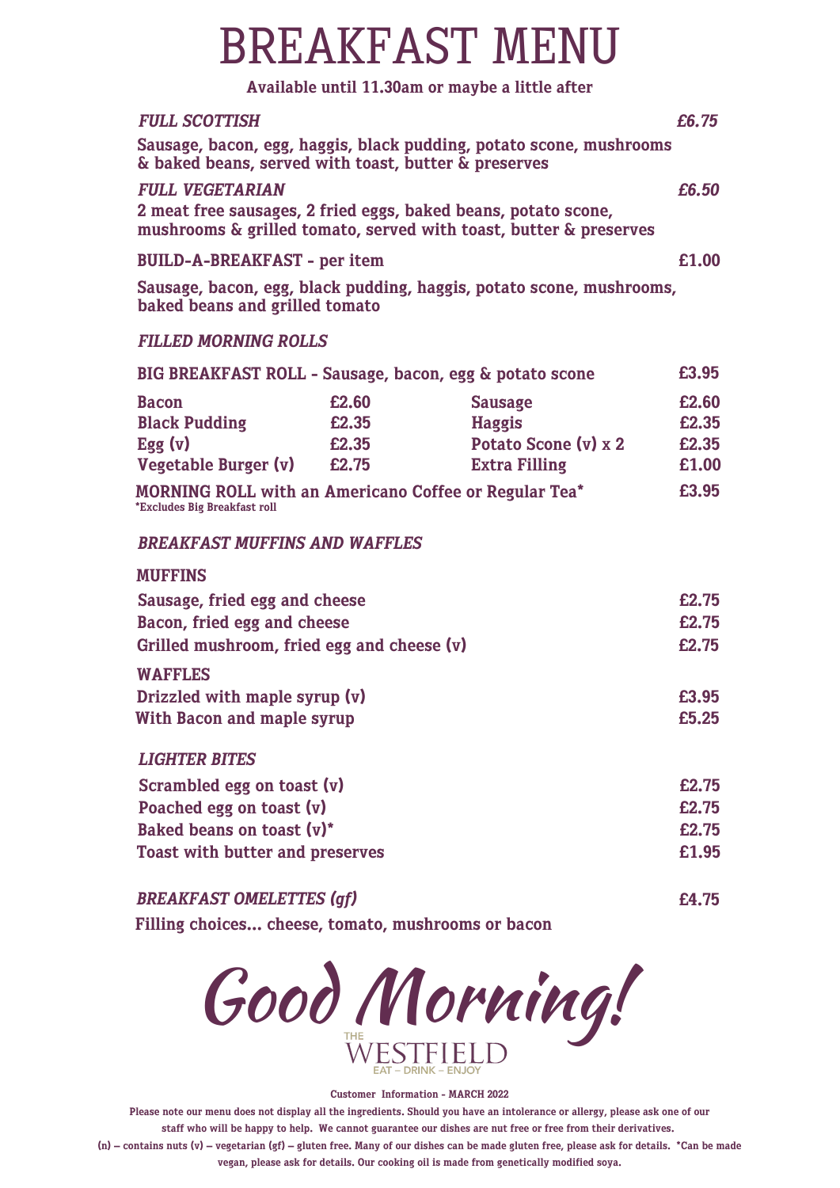# BREAKFAST MENU

**Available until 11.30am or maybe a little after**

***FULL SCOTTISH*** — ***£6.75***

Sausage, bacon, egg, haggis, black pudding, potato scone, mushrooms & baked beans, served with toast, butter & preserves

***FULL VEGETARIAN*** — ***£6.50***

2 meat free sausages, 2 fried eggs, baked beans, potato scone, mushrooms & grilled tomato, served with toast, butter & preserves

**BUILD-A-BREAKFAST - per item** — **£1.00**

Sausage, bacon, egg, black pudding, haggis, potato scone, mushrooms, baked beans and grilled tomato

## *FILLED MORNING ROLLS*

**BIG BREAKFAST ROLL - Sausage, bacon, egg & potato scone** — **£3.95**

| Item | Price | Item | Price |
|---|---|---|---|
| Bacon | £2.60 | Sausage | £2.60 |
| Black Pudding | £2.35 | Haggis | £2.35 |
| Egg (v) | £2.35 | Potato Scone (v) x 2 | £2.35 |
| Vegetable Burger (v) | £2.75 | Extra Filling | £1.00 |

**MORNING ROLL with an Americano Coffee or Regular Tea*** — **£3.95**

*Excludes Big Breakfast roll

## *BREAKFAST MUFFINS AND WAFFLES*

**MUFFINS**

| Item | Price |
|---|---|
| Sausage, fried egg and cheese | £2.75 |
| Bacon, fried egg and cheese | £2.75 |
| Grilled mushroom, fried egg and cheese (v) | £2.75 |

**WAFFLES**

| Item | Price |
|---|---|
| Drizzled with maple syrup (v) | £3.95 |
| With Bacon and maple syrup | £5.25 |

## *LIGHTER BITES*

| Item | Price |
|---|---|
| Scrambled egg on toast (v) | £2.75 |
| Poached egg on toast (v) | £2.75 |
| Baked beans on toast (v)* | £2.75 |
| Toast with butter and preserves | £1.95 |

## *BREAKFAST OMELETTES (gf)* — £4.75

Filling choices... cheese, tomato, mushrooms or bacon

*Good Morning!*

THE WESTFIELD
EAT – DRINK – ENJOY

**Customer Information - MARCH 2022**

Please note our menu does not display all the ingredients. Should you have an intolerance or allergy, please ask one of our staff who will be happy to help. We cannot guarantee our dishes are nut free or free from their derivatives.
(n) – contains nuts (v) – vegetarian (gf) – gluten free. Many of our dishes can be made gluten free, please ask for details. *Can be made vegan, please ask for details. Our cooking oil is made from genetically modified soya.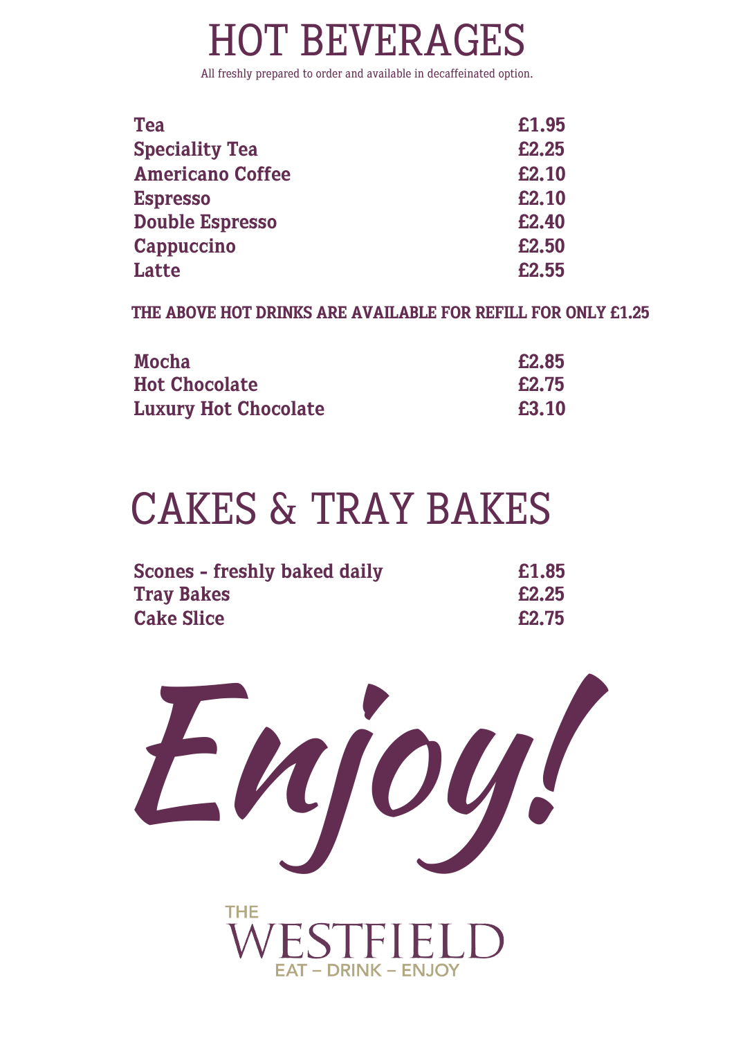# HOT BEVERAGES

All freshly prepared to order and available in decaffeinated option.

| | |
|---|---|
| **Tea** | **£1.95** |
| **Speciality Tea** | **£2.25** |
| **Americano Coffee** | **£2.10** |
| **Espresso** | **£2.10** |
| **Double Espresso** | **£2.40** |
| **Cappuccino** | **£2.50** |
| **Latte** | **£2.55** |

**THE ABOVE HOT DRINKS ARE AVAILABLE FOR REFILL FOR ONLY £1.25**

| | |
|---|---|
| **Mocha** | **£2.85** |
| **Hot Chocolate** | **£2.75** |
| **Luxury Hot Chocolate** | **£3.10** |

# CAKES & TRAY BAKES

| | |
|---|---|
| **Scones - freshly baked daily** | **£1.85** |
| **Tray Bakes** | **£2.25** |
| **Cake Slice** | **£2.75** |

*Enjoy!*

THE WESTFIELD

EAT – DRINK – ENJOY